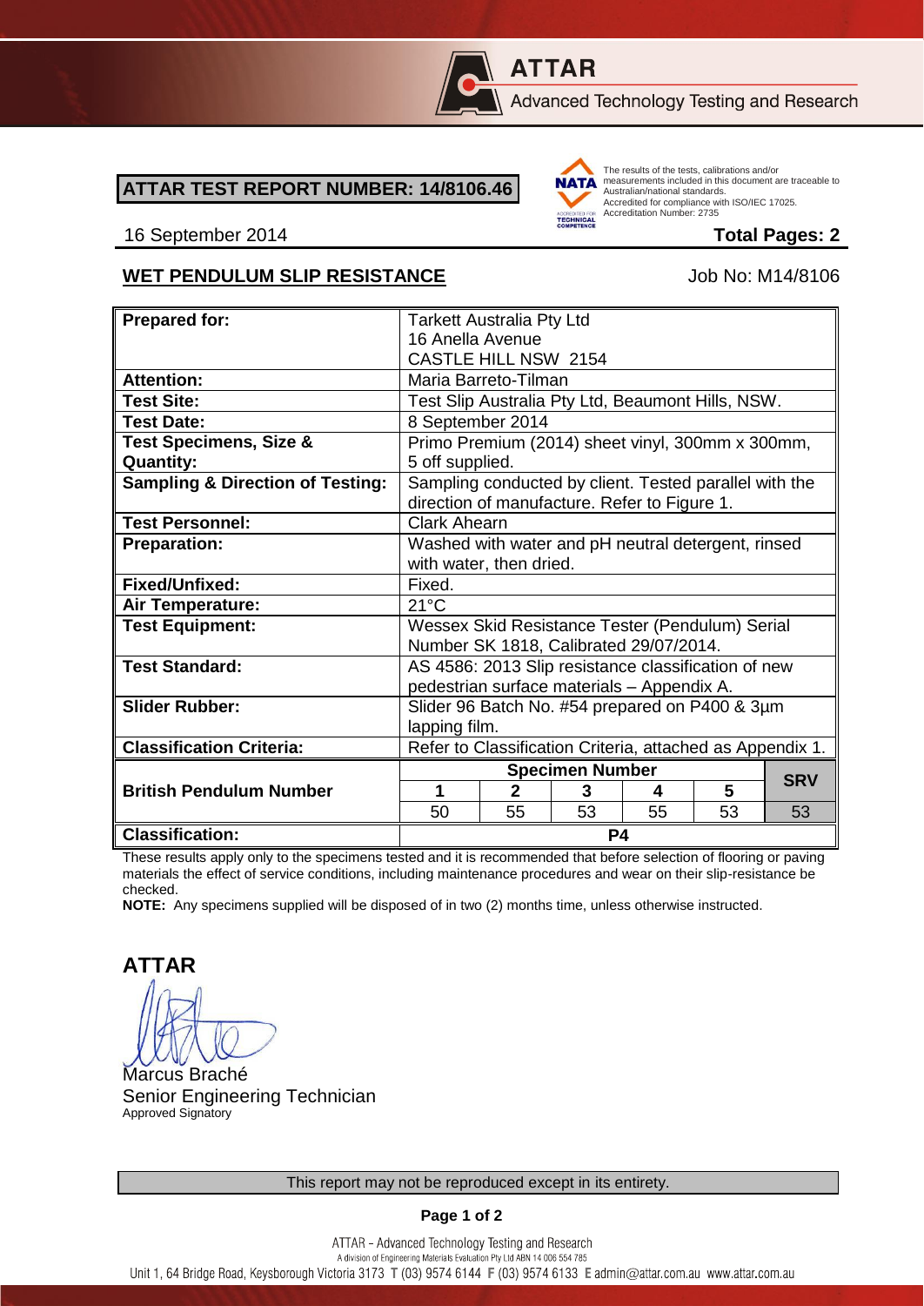**ATTAR**

Advanced Technology Testing and Research

## ATTAR TEST REPORT NUMBER: 14/8106.46

The results of the tests, calibrations and/or measurements included in this document are traceable to Australian/national standards. Accredited for compliance with ISO/IEC 17025. Accreditation Number: 2735

16 September 2014 **Total Pages: 2**

### WET PENDULUM SLIP RESISTANCE

Job No: M14/8106

| | | | | | | |
|---|---|---|---|---|---|---|
| **Prepared for:** | Tarkett Australia Pty Ltd<br>16 Anella Avenue<br>CASTLE HILL NSW 2154 | | | | | |
| **Attention:** | Maria Barreto-Tilman | | | | | |
| **Test Site:** | Test Slip Australia Pty Ltd, Beaumont Hills, NSW. | | | | | |
| **Test Date:** | 8 September 2014 | | | | | |
| **Test Specimens, Size & Quantity:** | Primo Premium (2014) sheet vinyl, 300mm x 300mm, 5 off supplied. | | | | | |
| **Sampling & Direction of Testing:** | Sampling conducted by client. Tested parallel with the direction of manufacture. Refer to Figure 1. | | | | | |
| **Test Personnel:** | Clark Ahearn | | | | | |
| **Preparation:** | Washed with water and pH neutral detergent, rinsed with water, then dried. | | | | | |
| **Fixed/Unfixed:** | Fixed. | | | | | |
| **Air Temperature:** | 21°C | | | | | |
| **Test Equipment:** | Wessex Skid Resistance Tester (Pendulum) Serial Number SK 1818, Calibrated 29/07/2014. | | | | | |
| **Test Standard:** | AS 4586: 2013 Slip resistance classification of new pedestrian surface materials – Appendix A. | | | | | |
| **Slider Rubber:** | Slider 96 Batch No. #54 prepared on P400 & 3µm lapping film. | | | | | |
| **Classification Criteria:** | Refer to Classification Criteria, attached as Appendix 1. | | | | | |
| **British Pendulum Number** | **Specimen Number** | | | | | **SRV** |
| | **1** | **2** | **3** | **4** | **5** | |
| | 50 | 55 | 53 | 55 | 53 | 53 |
| **Classification:** | **P4** | | | | | |

These results apply only to the specimens tested and it is recommended that before selection of flooring or paving materials the effect of service conditions, including maintenance procedures and wear on their slip-resistance be checked.

**NOTE:** Any specimens supplied will be disposed of in two (2) months time, unless otherwise instructed.

**ATTAR**

Marcus Braché
Senior Engineering Technician
Approved Signatory

This report may not be reproduced except in its entirety.

ATTAR - Advanced Technology Testing and Research
A division of Engineering Materials Evaluation Pty Ltd ABN 14 006 554 785
Unit 1, 64 Bridge Road, Keysborough Victoria 3173 T (03) 9574 6144 F (03) 9574 6133 E admin@attar.com.au www.attar.com.au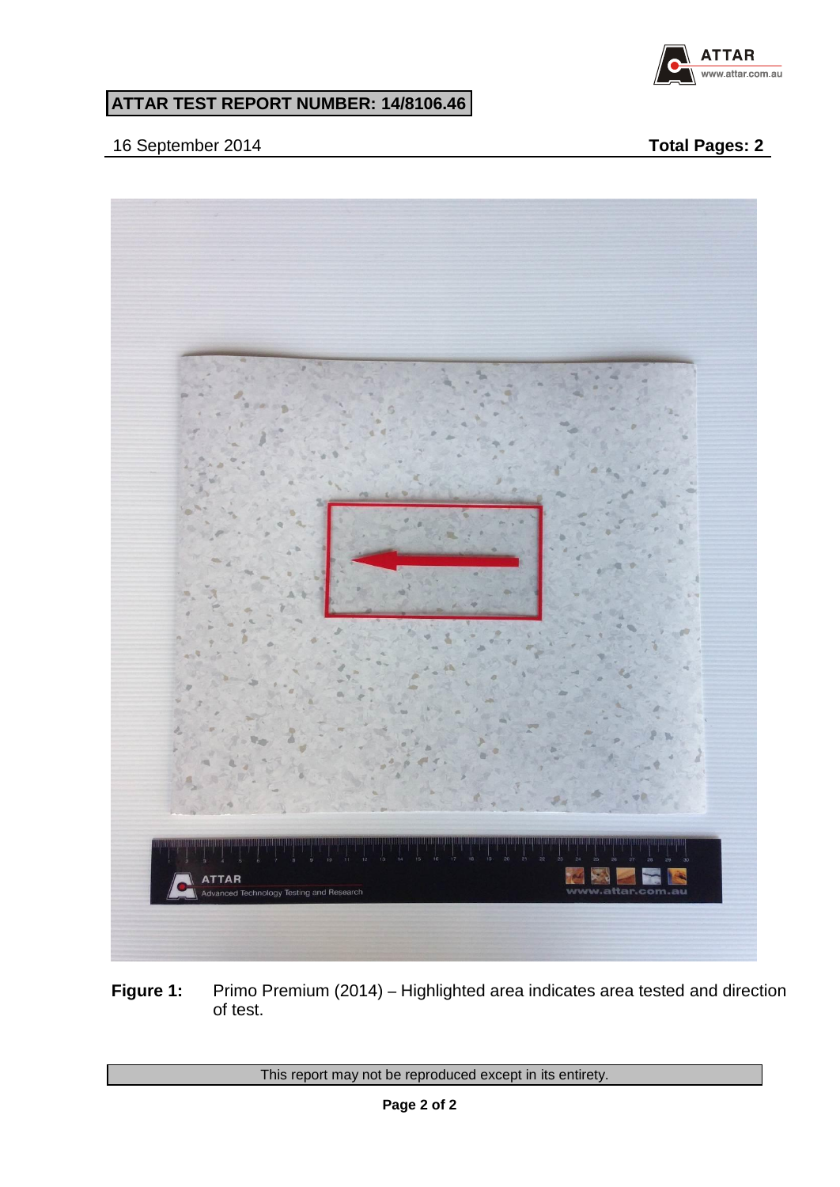**ATTAR TEST REPORT NUMBER: 14/8106.46**

16 September 2014 **Total Pages: 2**

**Figure 1:** Primo Premium (2014) – Highlighted area indicates area tested and direction of test.

This report may not be reproduced except in its entirety.